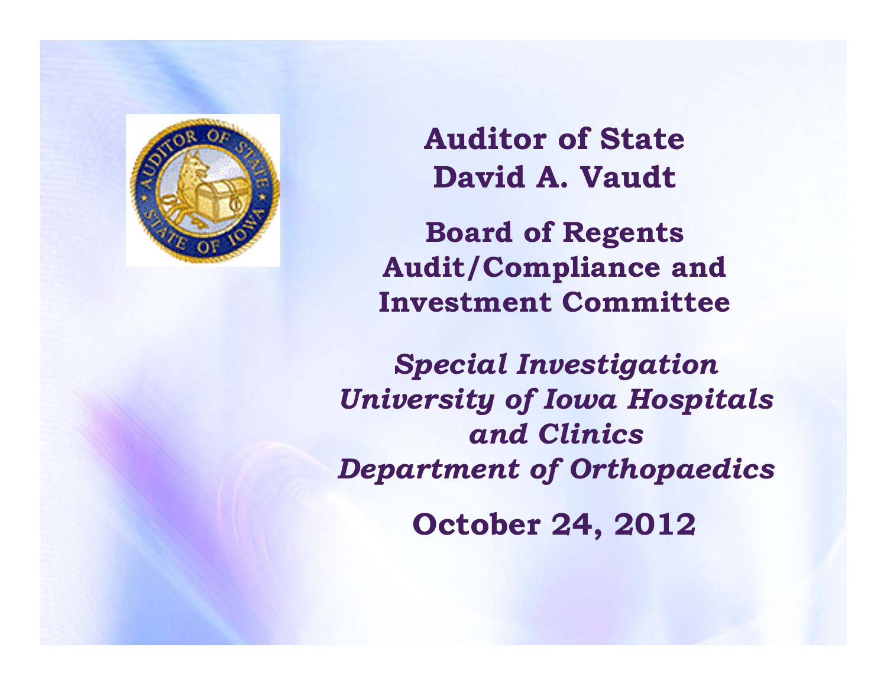# Auditor of State
# David A. Vaudt

## Board of Regents Audit/Compliance and Investment Committee

***Special Investigation University of Iowa Hospitals and Clinics Department of Orthopaedics***

**October 24, 2012**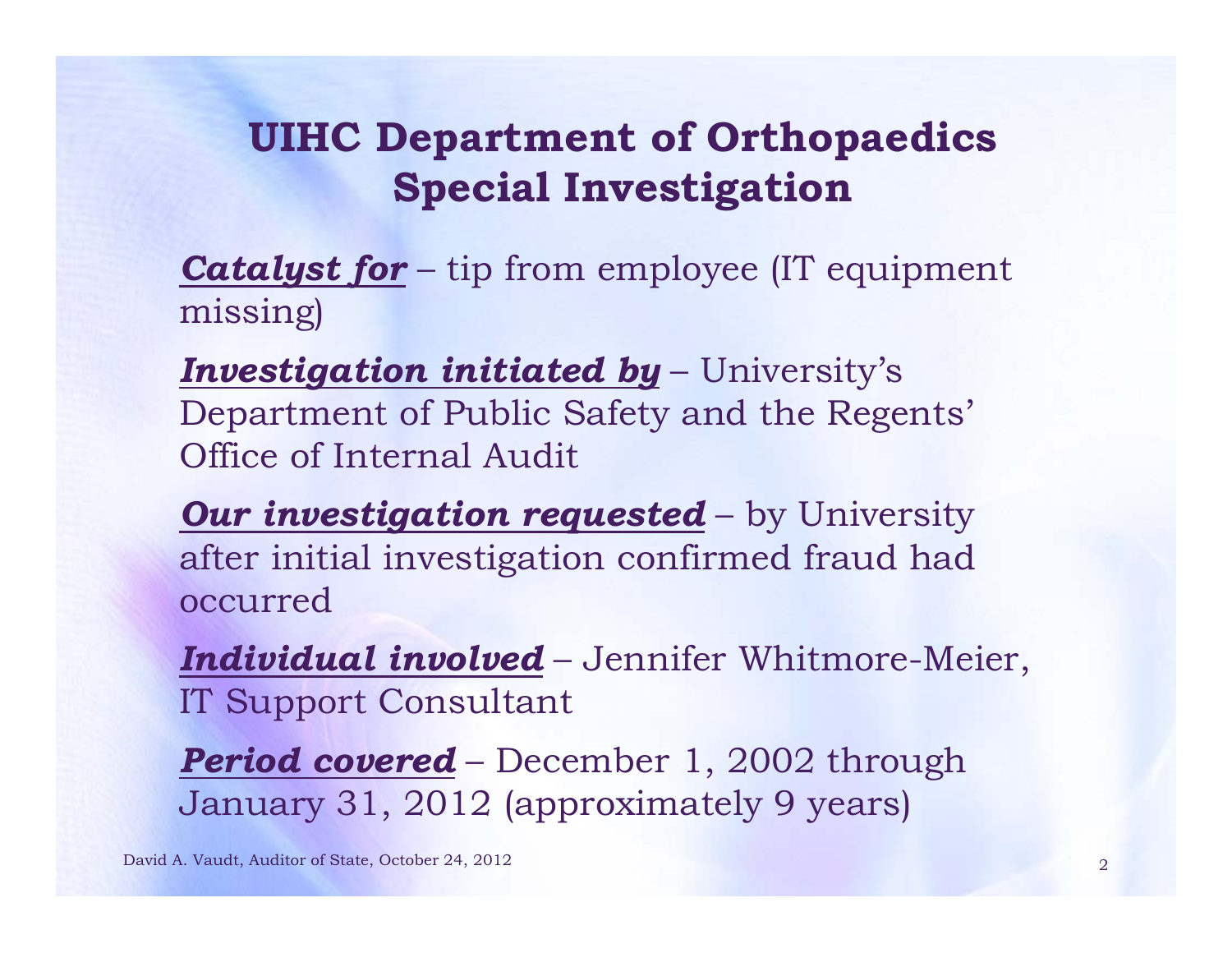# UIHC Department of Orthopaedics Special Investigation

***Catalyst for*** – tip from employee (IT equipment missing)

***Investigation initiated by*** – University's Department of Public Safety and the Regents' Office of Internal Audit

***Our investigation requested*** – by University after initial investigation confirmed fraud had occurred

***Individual involved*** – Jennifer Whitmore-Meier, IT Support Consultant

***Period covered*** – December 1, 2002 through January 31, 2012 (approximately 9 years)

David A. Vaudt, Auditor of State, October 24, 2012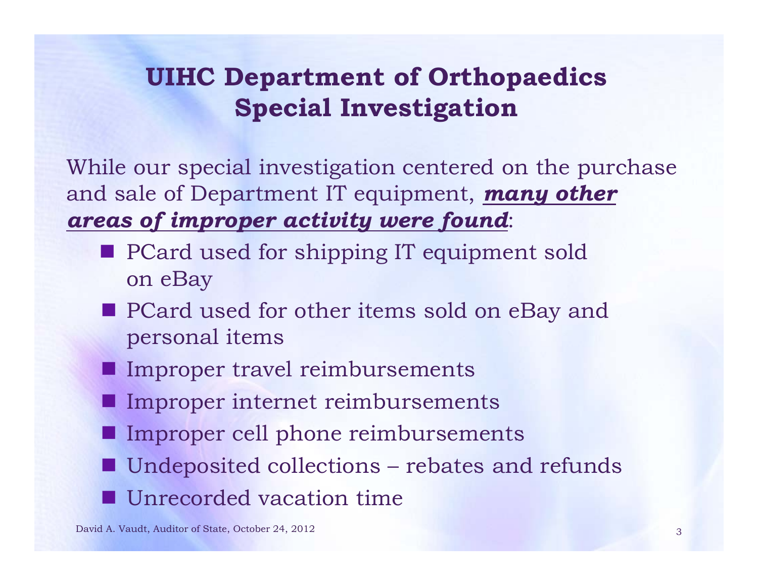# UIHC Department of Orthopaedics Special Investigation

While our special investigation centered on the purchase and sale of Department IT equipment, ***many other areas of improper activity were found***:

- PCard used for shipping IT equipment sold on eBay
- PCard used for other items sold on eBay and personal items
- Improper travel reimbursements
- Improper internet reimbursements
- Improper cell phone reimbursements
- Undeposited collections – rebates and refunds
- Unrecorded vacation time

David A. Vaudt, Auditor of State, October 24, 2012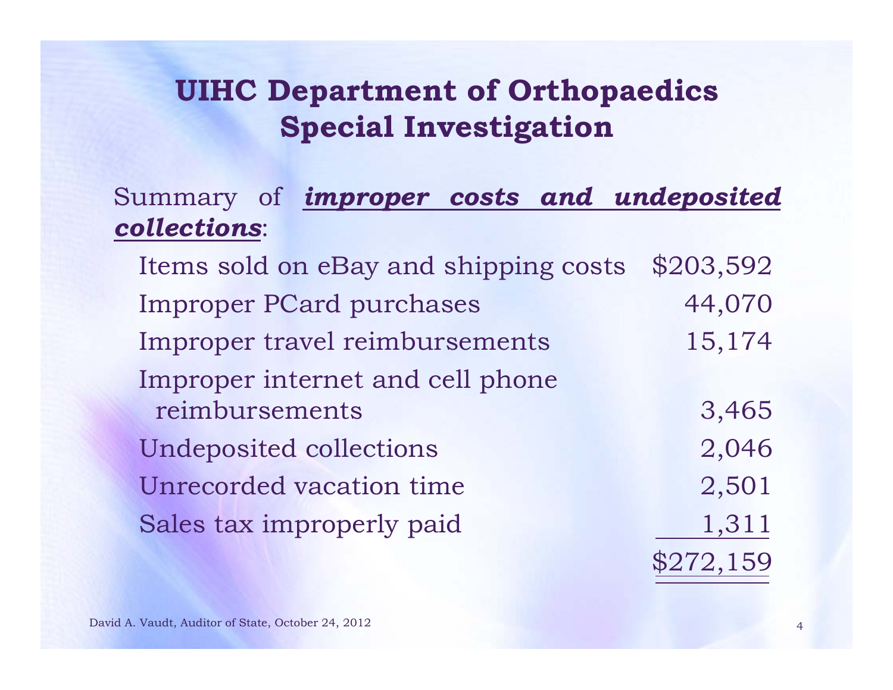# UIHC Department of Orthopaedics Special Investigation

Summary of ***improper costs and undeposited collections***:

| Item | Amount |
| --- | --- |
| Items sold on eBay and shipping costs | $203,592 |
| Improper PCard purchases | 44,070 |
| Improper travel reimbursements | 15,174 |
| Improper internet and cell phone reimbursements | 3,465 |
| Undeposited collections | 2,046 |
| Unrecorded vacation time | 2,501 |
| Sales tax improperly paid | 1,311 |
| | $272,159 |

David A. Vaudt, Auditor of State, October 24, 2012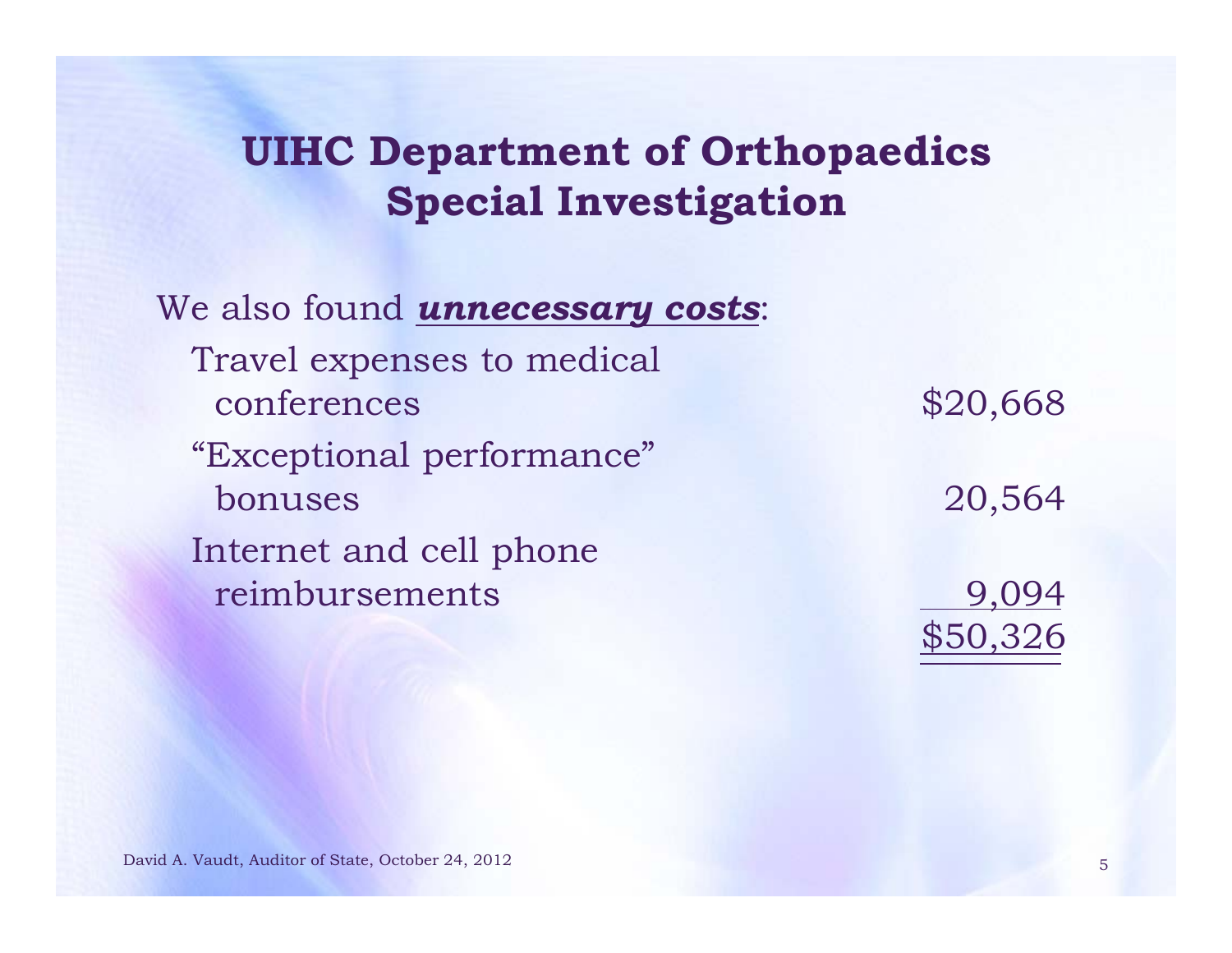# UIHC Department of Orthopaedics Special Investigation

We also found ***unnecessary costs***:

| | |
|---|---|
| Travel expenses to medical conferences | $20,668 |
| "Exceptional performance" bonuses | 20,564 |
| Internet and cell phone reimbursements | 9,094 |
| | $50,326 |

David A. Vaudt, Auditor of State, October 24, 2012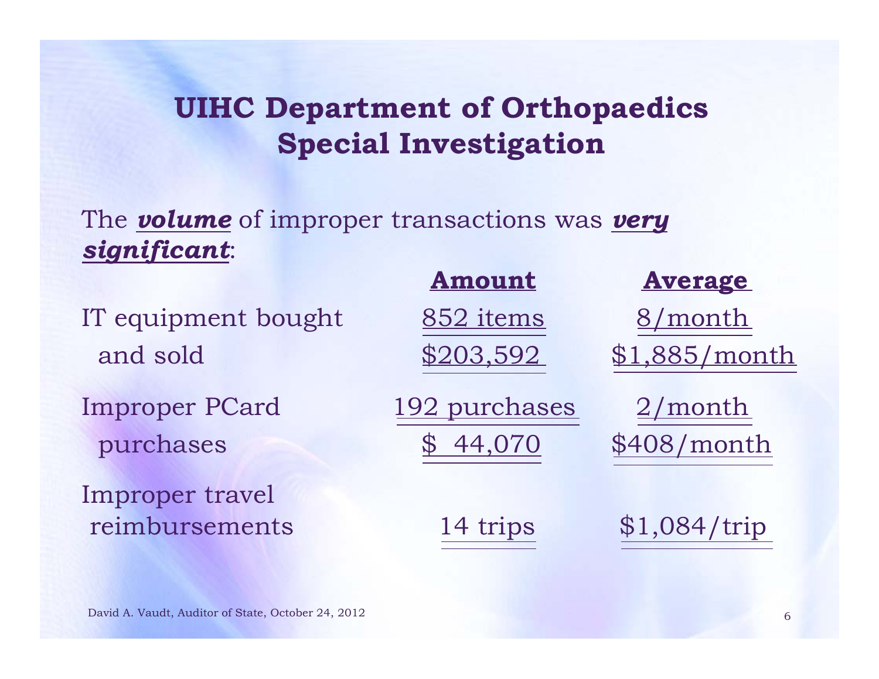# UIHC Department of Orthopaedics Special Investigation

The ***volume*** of improper transactions was ***very significant***:

| | Amount | Average |
|---|---|---|
| IT equipment bought and sold | 852 items<br>$203,592 | 8/month<br>$1,885/month |
| Improper PCard purchases | 192 purchases<br>$ 44,070 | 2/month<br>$408/month |
| Improper travel reimbursements | 14 trips | $1,084/trip |

David A. Vaudt, Auditor of State, October 24, 2012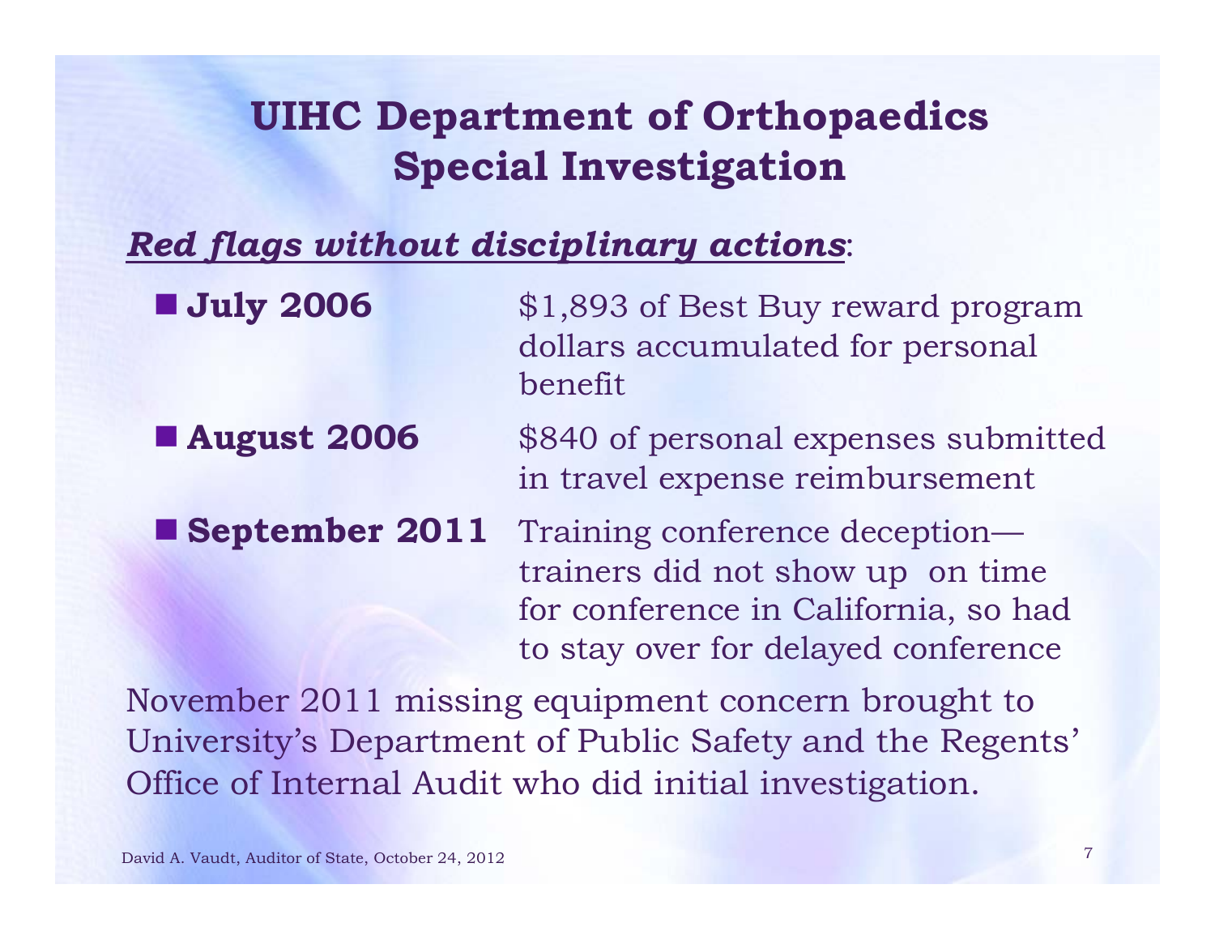# UIHC Department of Orthopaedics Special Investigation

***Red flags without disciplinary actions***:

- **July 2006** — $1,893 of Best Buy reward program dollars accumulated for personal benefit
- **August 2006** — $840 of personal expenses submitted in travel expense reimbursement
- **September 2011** — Training conference deception—trainers did not show up on time for conference in California, so had to stay over for delayed conference

November 2011 missing equipment concern brought to University's Department of Public Safety and the Regents' Office of Internal Audit who did initial investigation.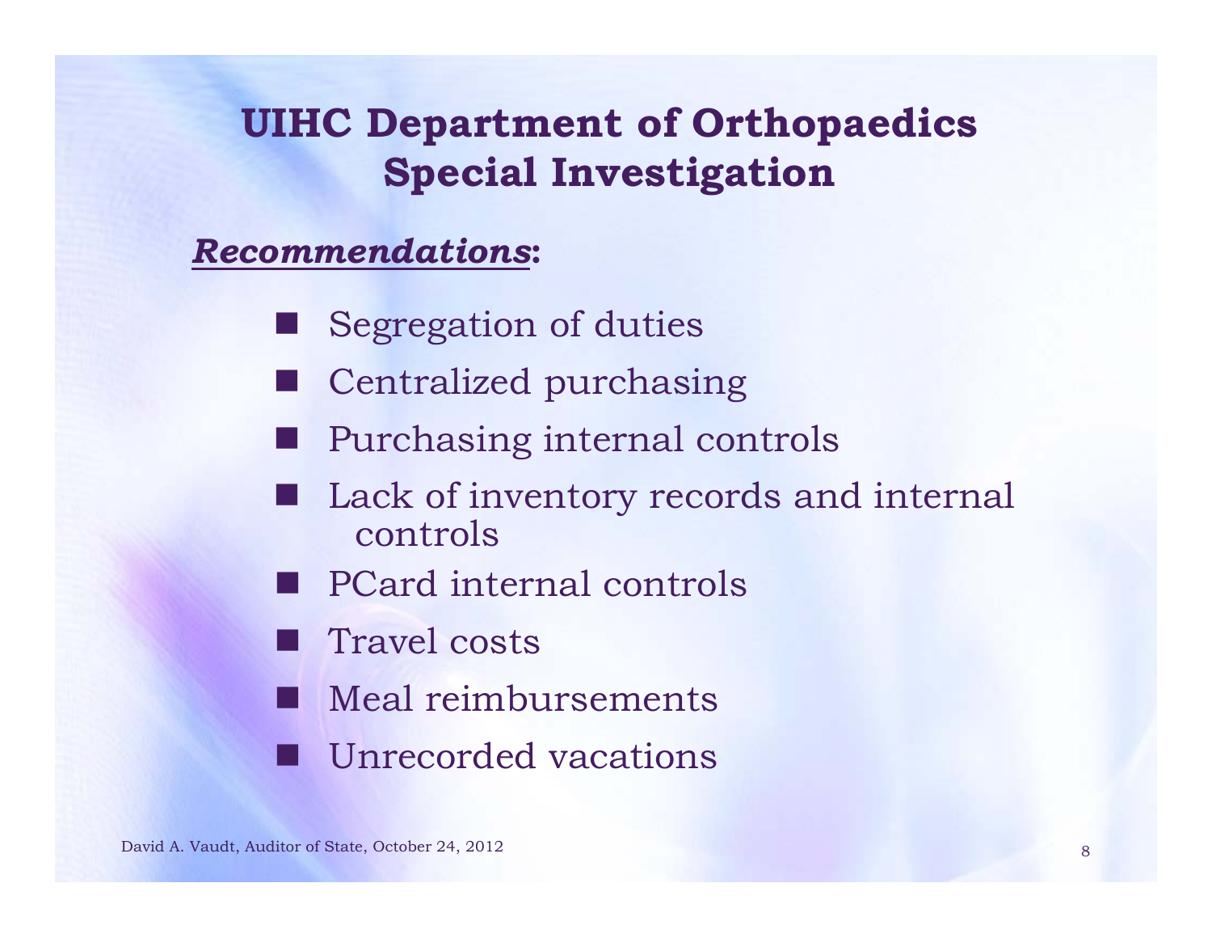# UIHC Department of Orthopaedics Special Investigation

***Recommendations*:**

- Segregation of duties
- Centralized purchasing
- Purchasing internal controls
- Lack of inventory records and internal controls
- PCard internal controls
- Travel costs
- Meal reimbursements
- Unrecorded vacations

David A. Vaudt, Auditor of State, October 24, 2012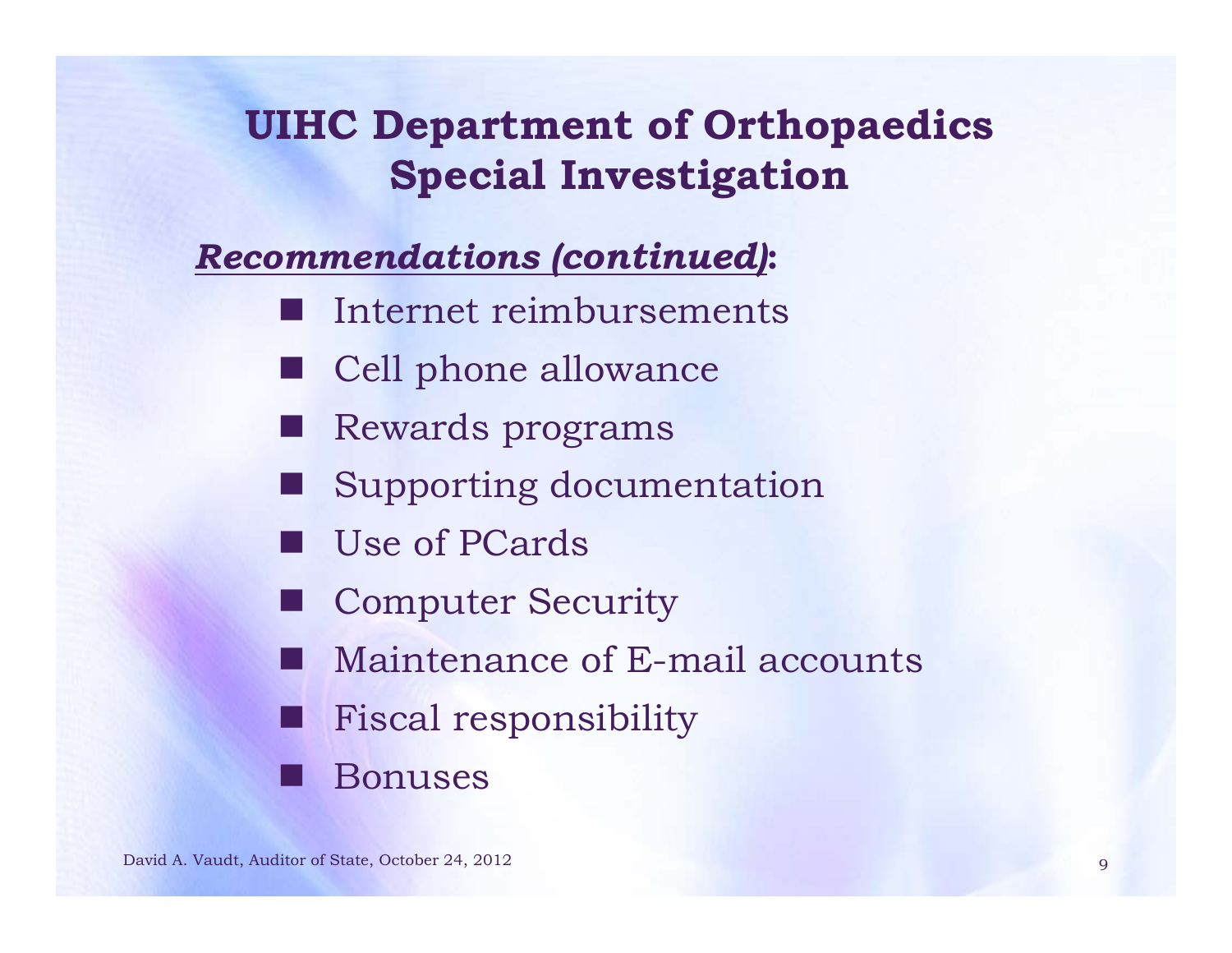# UIHC Department of Orthopaedics Special Investigation

***Recommendations (continued)*:**

- Internet reimbursements
- Cell phone allowance
- Rewards programs
- Supporting documentation
- Use of PCards
- Computer Security
- Maintenance of E-mail accounts
- Fiscal responsibility
- Bonuses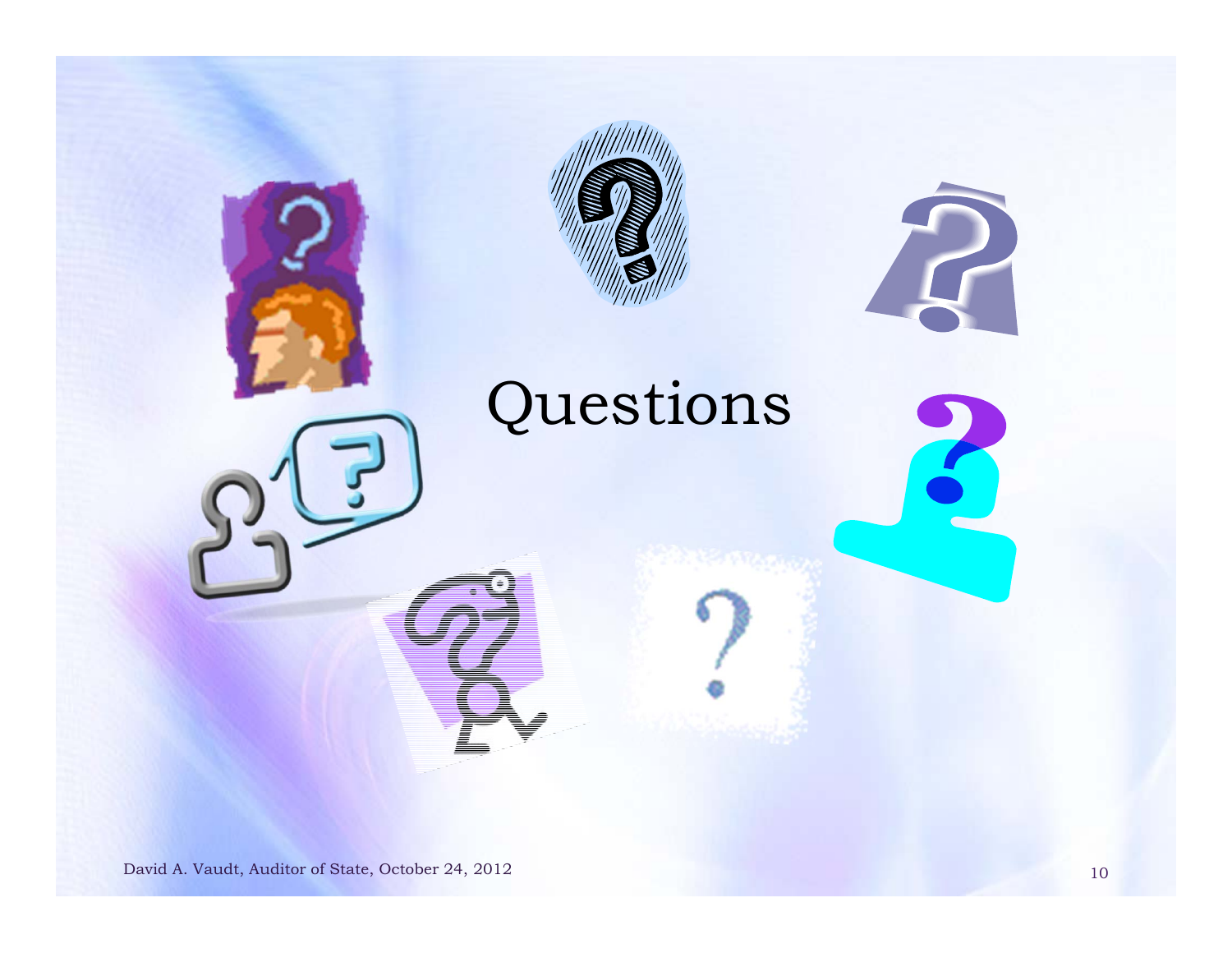# Questions